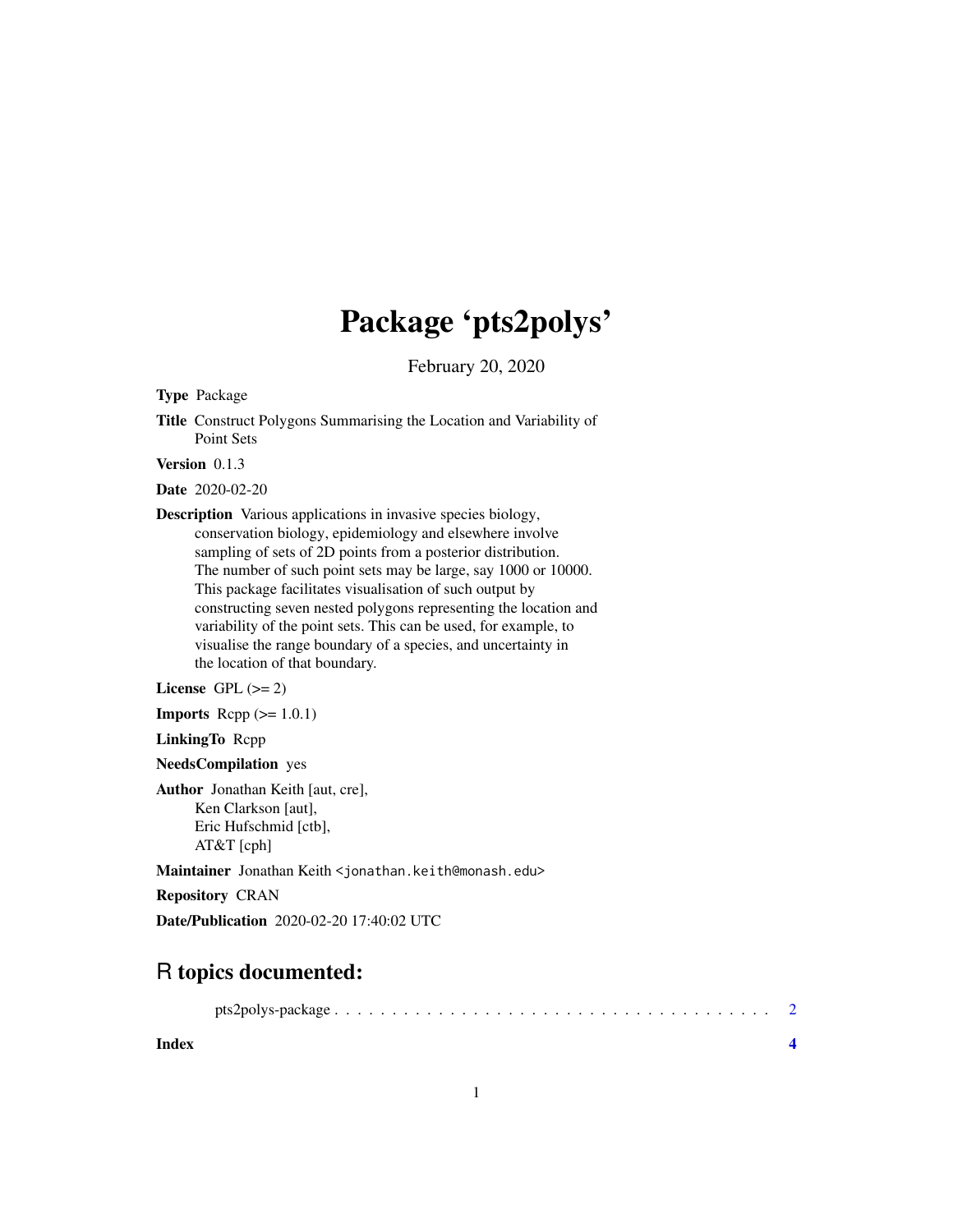# Package 'pts2polys'

February 20, 2020

**Type** Package

**Title** Construct Polygons Summarising the Location and Variability of Point Sets

**Version** 0.1.3

**Date** 2020-02-20

**Description** Various applications in invasive species biology, conservation biology, epidemiology and elsewhere involve sampling of sets of 2D points from a posterior distribution. The number of such point sets may be large, say 1000 or 10000. This package facilitates visualisation of such output by constructing seven nested polygons representing the location and variability of the point sets. This can be used, for example, to visualise the range boundary of a species, and uncertainty in the location of that boundary.

**License** GPL (>= 2)

**Imports** Rcpp (>= 1.0.1)

**LinkingTo** Rcpp

**NeedsCompilation** yes

**Author** Jonathan Keith [aut, cre],
Ken Clarkson [aut],
Eric Hufschmid [ctb],
AT&T [cph]

**Maintainer** Jonathan Keith <jonathan.keith@monash.edu>

**Repository** CRAN

**Date/Publication** 2020-02-20 17:40:02 UTC

## R topics documented:

pts2polys-package . . . . . . . . . . . . . . . . . . . . . . . . . . . . . . . . . . . . . 2

**Index** **4**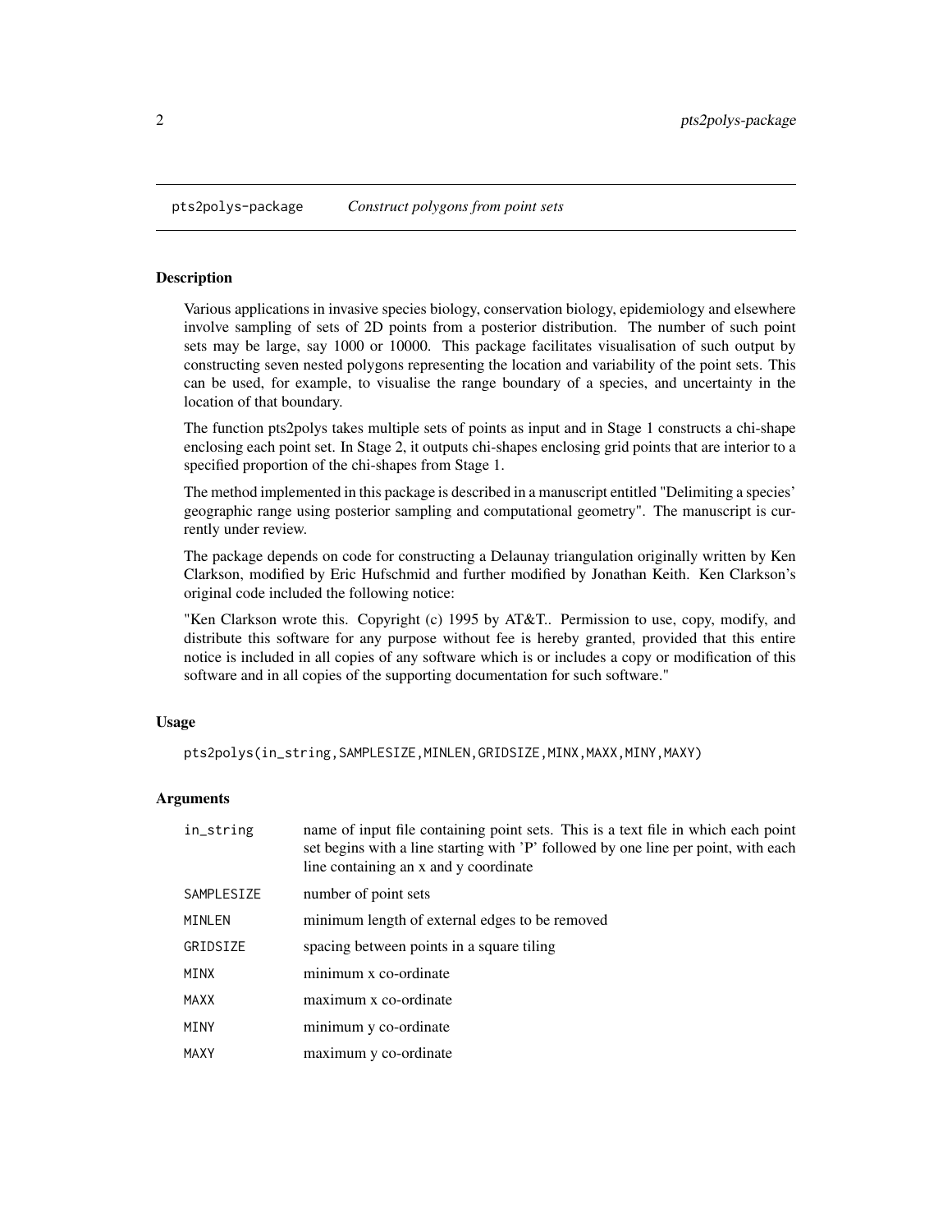pts2polys-package *Construct polygons from point sets*

## Description

Various applications in invasive species biology, conservation biology, epidemiology and elsewhere involve sampling of sets of 2D points from a posterior distribution. The number of such point sets may be large, say 1000 or 10000. This package facilitates visualisation of such output by constructing seven nested polygons representing the location and variability of the point sets. This can be used, for example, to visualise the range boundary of a species, and uncertainty in the location of that boundary.

The function pts2polys takes multiple sets of points as input and in Stage 1 constructs a chi-shape enclosing each point set. In Stage 2, it outputs chi-shapes enclosing grid points that are interior to a specified proportion of the chi-shapes from Stage 1.

The method implemented in this package is described in a manuscript entitled "Delimiting a species' geographic range using posterior sampling and computational geometry". The manuscript is currently under review.

The package depends on code for constructing a Delaunay triangulation originally written by Ken Clarkson, modified by Eric Hufschmid and further modified by Jonathan Keith. Ken Clarkson's original code included the following notice:

"Ken Clarkson wrote this. Copyright (c) 1995 by AT&T.. Permission to use, copy, modify, and distribute this software for any purpose without fee is hereby granted, provided that this entire notice is included in all copies of any software which is or includes a copy or modification of this software and in all copies of the supporting documentation for such software."

## Usage

```
pts2polys(in_string,SAMPLESIZE,MINLEN,GRIDSIZE,MINX,MAXX,MINY,MAXY)
```

## Arguments

| | |
|---|---|
| in_string | name of input file containing point sets. This is a text file in which each point set begins with a line starting with 'P' followed by one line per point, with each line containing an x and y coordinate |
| SAMPLESIZE | number of point sets |
| MINLEN | minimum length of external edges to be removed |
| GRIDSIZE | spacing between points in a square tiling |
| MINX | minimum x co-ordinate |
| MAXX | maximum x co-ordinate |
| MINY | minimum y co-ordinate |
| MAXY | maximum y co-ordinate |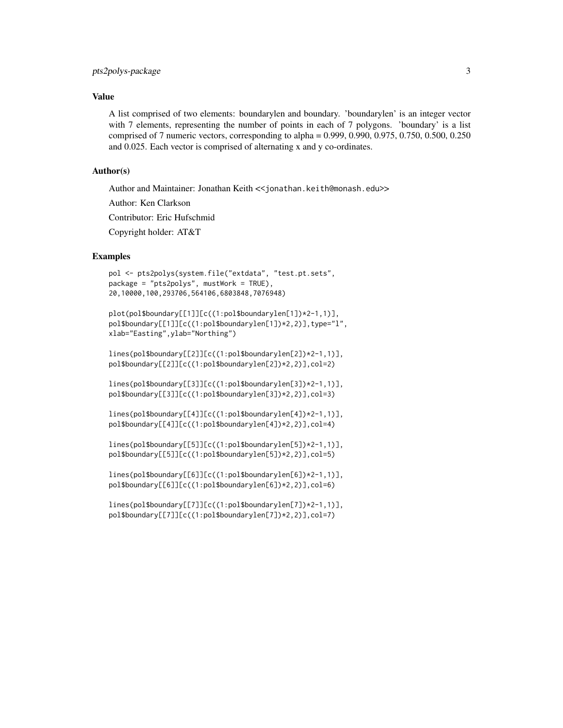### Value

A list comprised of two elements: boundarylen and boundary. 'boundarylen' is an integer vector with 7 elements, representing the number of points in each of 7 polygons. 'boundary' is a list comprised of 7 numeric vectors, corresponding to alpha = 0.999, 0.990, 0.975, 0.750, 0.500, 0.250 and 0.025. Each vector is comprised of alternating x and y co-ordinates.

### Author(s)

Author and Maintainer: Jonathan Keith <<jonathan.keith@monash.edu>>

Author: Ken Clarkson

Contributor: Eric Hufschmid

Copyright holder: AT&T

### Examples

```
pol <- pts2polys(system.file("extdata", "test.pt.sets",
package = "pts2polys", mustWork = TRUE),
20,10000,100,293706,564106,6803848,7076948)

plot(pol$boundary[[1]][c((1:pol$boundarylen[1])*2-1,1)],
pol$boundary[[1]][c((1:pol$boundarylen[1])*2,2)],type="l",
xlab="Easting",ylab="Northing")

lines(pol$boundary[[2]][c((1:pol$boundarylen[2])*2-1,1)],
pol$boundary[[2]][c((1:pol$boundarylen[2])*2,2)],col=2)

lines(pol$boundary[[3]][c((1:pol$boundarylen[3])*2-1,1)],
pol$boundary[[3]][c((1:pol$boundarylen[3])*2,2)],col=3)

lines(pol$boundary[[4]][c((1:pol$boundarylen[4])*2-1,1)],
pol$boundary[[4]][c((1:pol$boundarylen[4])*2,2)],col=4)

lines(pol$boundary[[5]][c((1:pol$boundarylen[5])*2-1,1)],
pol$boundary[[5]][c((1:pol$boundarylen[5])*2,2)],col=5)

lines(pol$boundary[[6]][c((1:pol$boundarylen[6])*2-1,1)],
pol$boundary[[6]][c((1:pol$boundarylen[6])*2,2)],col=6)

lines(pol$boundary[[7]][c((1:pol$boundarylen[7])*2-1,1)],
pol$boundary[[7]][c((1:pol$boundarylen[7])*2,2)],col=7)
```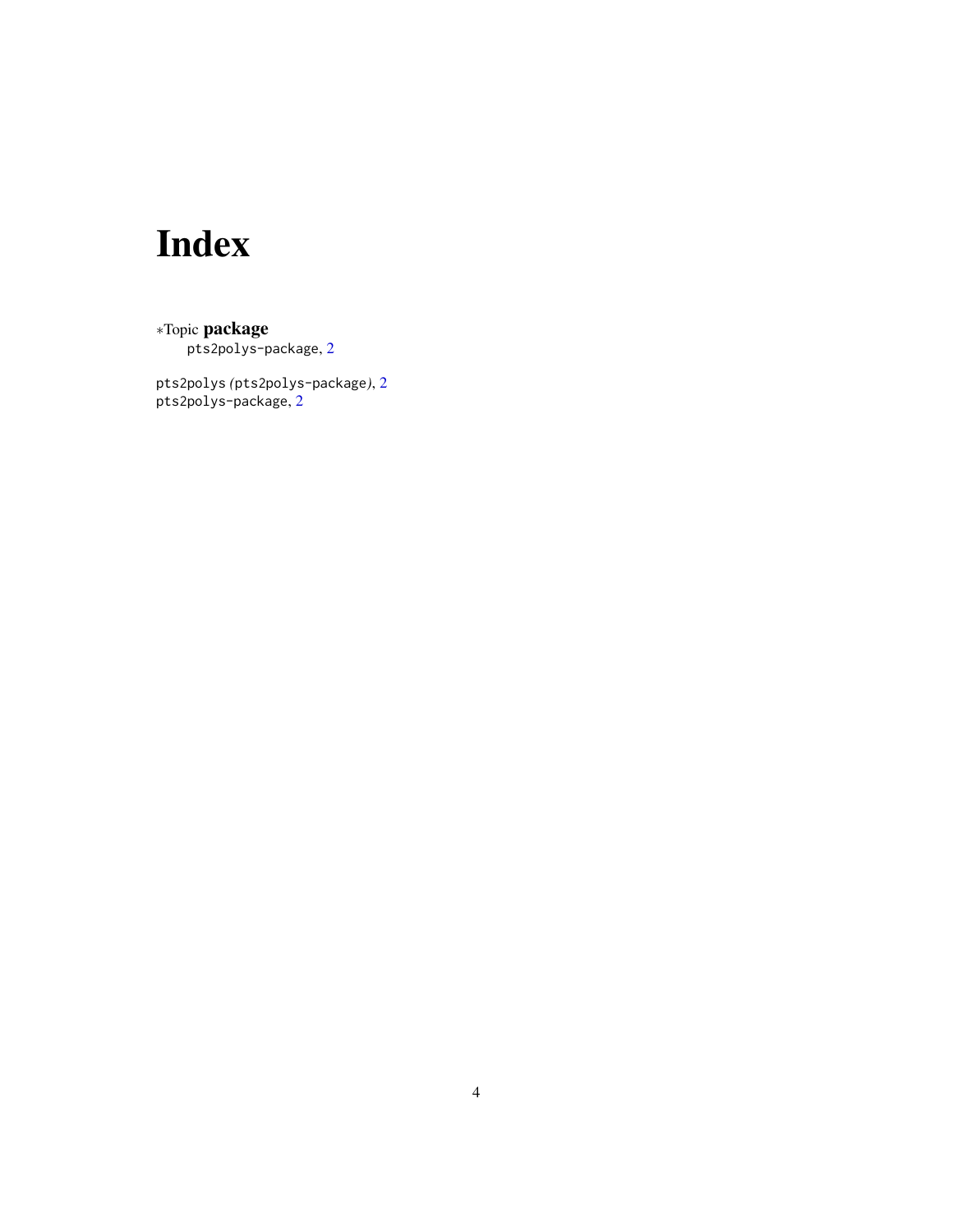# Index

∗Topic **package**
    pts2polys-package, 2

pts2polys *(*pts2polys-package*)*, 2
pts2polys-package, 2